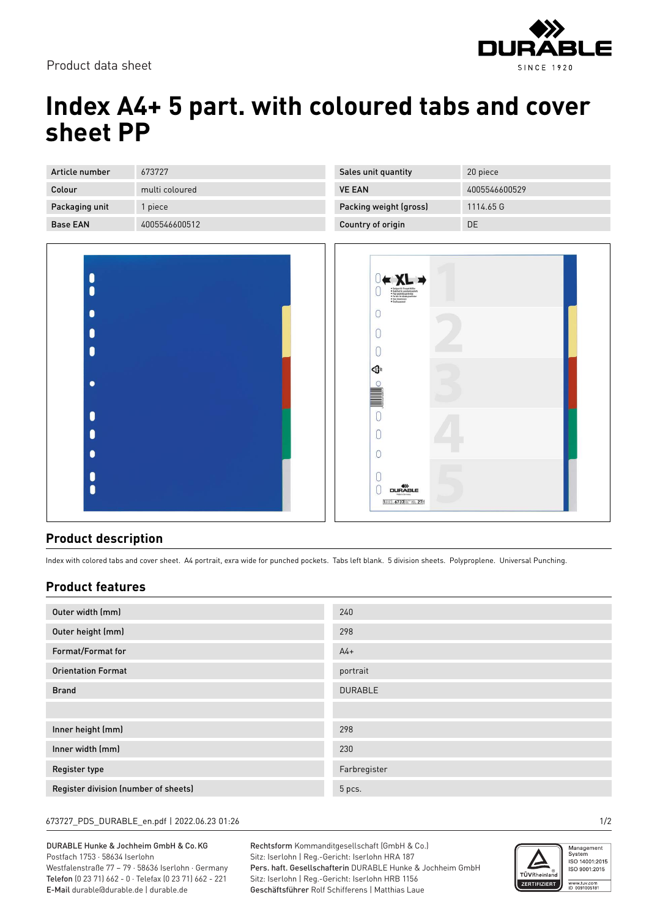Product data sheet

# Index A4+ 5 part. with coloured tabs and cover sheet PP

| Article number | 673727 | Sales unit quantity | 20 piece |
|---|---|---|---|
| Colour | multi coloured | VE EAN | 4005546600529 |
| Packaging unit | 1 piece | Packing weight (gross) | 1114.65 G |
| Base EAN | 4005546600512 | Country of origin | DE |

## Product description

Index with colored tabs and cover sheet. A4 portrait, exra wide for punched pockets. Tabs left blank. 5 division sheets. Polyproplene. Universal Punching.

## Product features

| Feature | Value |
|---|---|
| Outer width (mm) | 240 |
| Outer height (mm) | 298 |
| Format/Format for | A4+ |
| Orientation Format | portrait |
| Brand | DURABLE |
| | |
| Inner height (mm) | 298 |
| Inner width (mm) | 230 |
| Register type | Farbregister |
| Register division (number of sheets) | 5 pcs. |

673727_PDS_DURABLE_en.pdf | 2022.06.23 01:26

DURABLE Hunke & Jochheim GmbH & Co. KG
Postfach 1753 · 58634 Iserlohn
Westfalenstraße 77 – 79 · 58636 Iserlohn · Germany
**Telefon** (0 23 71) 662 - 0 · Telefax (0 23 71) 662 - 221
**E-Mail** durable@durable.de | durable.de

**Rechtsform** Kommanditgesellschaft (GmbH & Co.)
Sitz: Iserlohn | Reg.-Gericht: Iserlohn HRA 187
**Pers. haft. Gesellschafterin** DURABLE Hunke & Jochheim GmbH
Sitz: Iserlohn | Reg.-Gericht: Iserlohn HRB 1156
**Geschäftsführer** Rolf Schifferens | Matthias Laue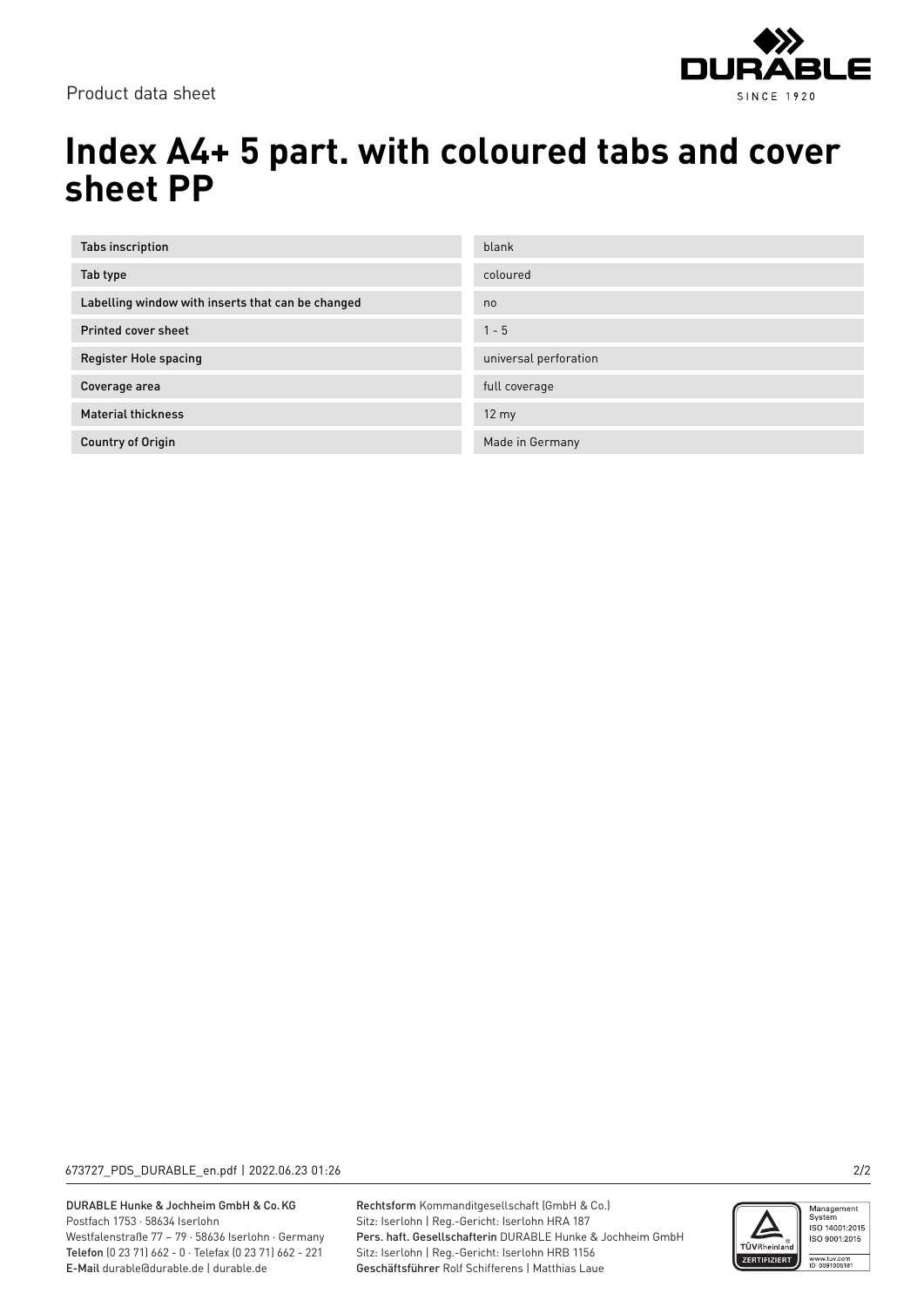# Index A4+ 5 part. with coloured tabs and cover sheet PP

| | |
|---|---|
| Tabs inscription | blank |
| Tab type | coloured |
| Labelling window with inserts that can be changed | no |
| Printed cover sheet | 1 - 5 |
| Register Hole spacing | universal perforation |
| Coverage area | full coverage |
| Material thickness | 12 my |
| Country of Origin | Made in Germany |

DURABLE Hunke & Jochheim GmbH & Co. KG
Postfach 1753 · 58634 Iserlohn
Westfalenstraße 77 – 79 · 58636 Iserlohn · Germany
Telefon (0 23 71) 662 - 0 · Telefax (0 23 71) 662 - 221
E-Mail durable@durable.de | durable.de

Rechtsform Kommanditgesellschaft (GmbH & Co.)
Sitz: Iserlohn | Reg.-Gericht: Iserlohn HRA 187
Pers. haft. Gesellschafterin DURABLE Hunke & Jochheim GmbH
Sitz: Iserlohn | Reg.-Gericht: Iserlohn HRB 1156
Geschäftsführer Rolf Schifferens | Matthias Laue